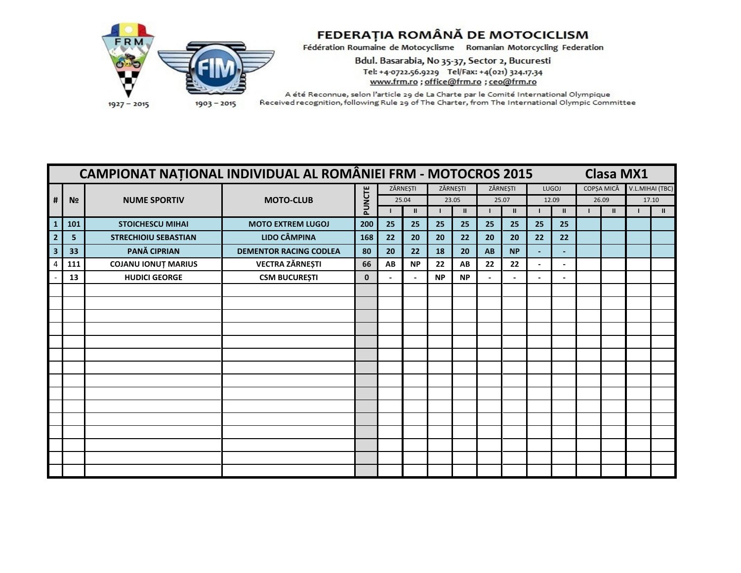FEDERAȚIA ROMÂNĂ DE MOTOCICLISM

Fédération Roumaine de Motocyclisme    Romanian Motorcycling Federation

Bdul. Basarabia, No 35-37, Sector 2, Bucuresti

Tel: +4-0722.56.9229    Tel/Fax: +4(021) 324.17.34

www.frm.ro ; office@frm.ro ; ceo@frm.ro

A été Reconnue, selon l'article 29 de La Charte par le Comité International Olympique

Received recognition, following Rule 29 of The Charter, from The International Olympic Committee

1927 – 2015    1903 – 2015

## CAMPIONAT NAȚIONAL INDIVIDUAL AL ROMÂNIEI FRM - MOTOCROS 2015    Clasa MX1

| # | № | NUME SPORTIV | MOTO-CLUB | PUNCTE | ZĂRNEȘTI | | ZĂRNEȘTI | | ZĂRNEȘTI | | LUGOJ | | COPȘA MICĂ | | V.L.MIHAI (TBC) | |
|---|---|---|---|---|---|---|---|---|---|---|---|---|---|---|---|---|
| | | | | | 25.04 | | 23.05 | | 25.07 | | 12.09 | | 26.09 | | 17.10 | |
| | | | | | I | II | I | II | I | II | I | II | I | II | I | II |
| 1 | 101 | STOICHESCU MIHAI | MOTO EXTREM LUGOJ | 200 | 25 | 25 | 25 | 25 | 25 | 25 | 25 | 25 | | | | |
| 2 | 5 | STRECHIOIU SEBASTIAN | LIDO CÂMPINA | 168 | 22 | 20 | 20 | 22 | 20 | 20 | 22 | 22 | | | | |
| 3 | 33 | PANĂ CIPRIAN | DEMENTOR RACING CODLEA | 80 | 20 | 22 | 18 | 20 | AB | NP | - | - | | | | |
| 4 | 111 | COJANU IONUȚ MARIUS | VECTRA ZĂRNEȘTI | 66 | AB | NP | 22 | AB | 22 | 22 | - | - | | | | |
| - | 13 | HUDICI GEORGE | CSM BUCUREȘTI | 0 | - | - | NP | NP | - | - | - | - | | | | |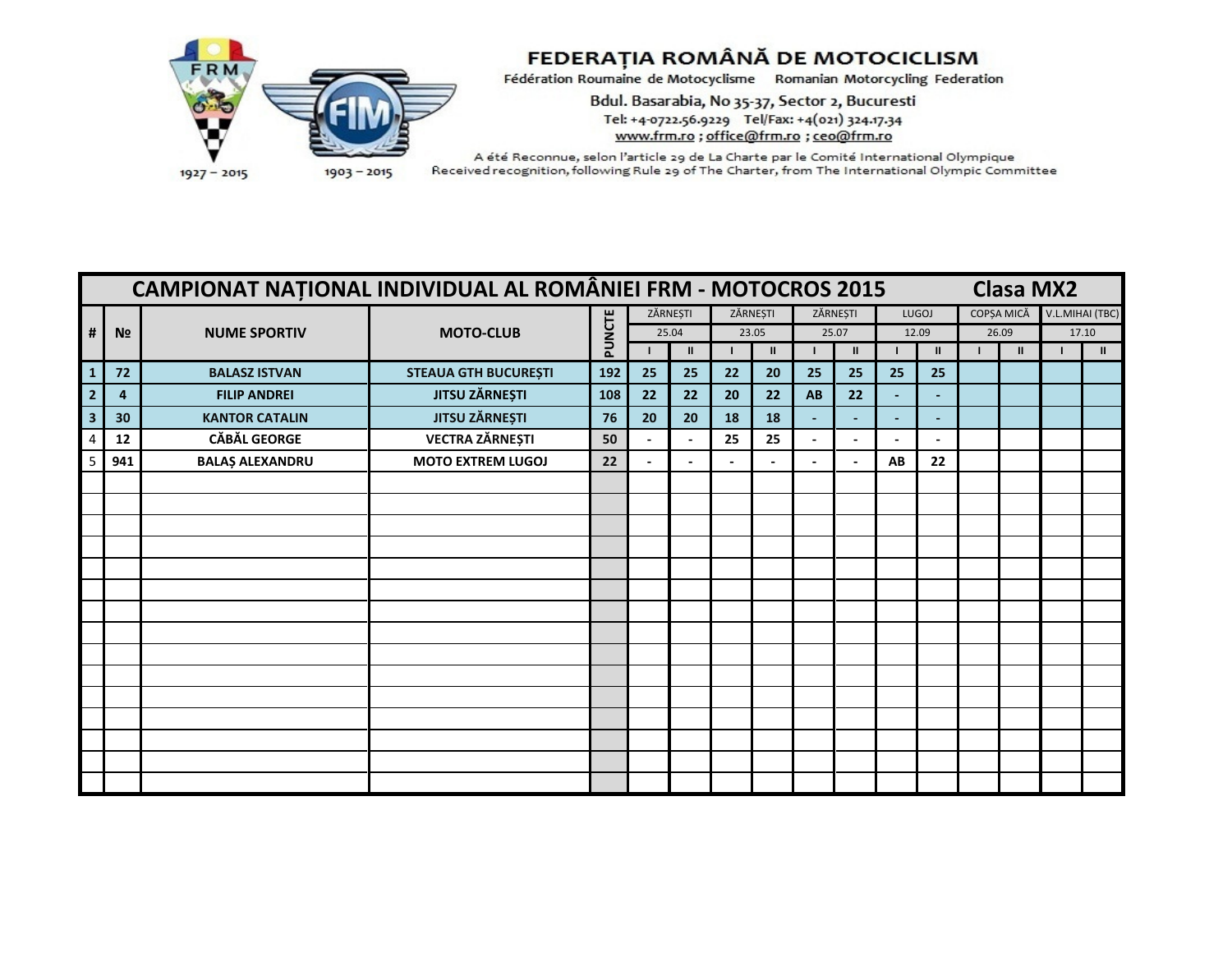**FEDERAȚIA ROMÂNĂ DE MOTOCICLISM**

Fédération Roumaine de Motocyclisme    Romanian Motorcycling Federation

Bdul. Basarabia, No 35-37, Sector 2, Bucuresti

Tel: +4-0722.56.9229   Tel/Fax: +4(021) 324.17.34

www.frm.ro ; office@frm.ro ; ceo@frm.ro

A été Reconnue, selon l'article 29 de La Charte par le Comité International Olympique

Received recognition, following Rule 29 of The Charter, from The International Olympic Committee

1927 – 2015    1903 – 2015

## CAMPIONAT NAȚIONAL INDIVIDUAL AL ROMÂNIEI FRM - MOTOCROS 2015 — Clasa MX2

| # | № | NUME SPORTIV | MOTO-CLUB | PUNCTE | ZĂRNEȘTI 25.04 | | ZĂRNEȘTI 23.05 | | ZĂRNEȘTI 25.07 | | LUGOJ 12.09 | | COPȘA MICĂ 26.09 | | V.L.MIHAI (TBC) 17.10 | |
|---|---|---|---|---|---|---|---|---|---|---|---|---|---|---|---|---|
| | | | | | I | II | I | II | I | II | I | II | I | II | I | II |
| 1 | 72 | BALASZ ISTVAN | STEAUA GTH BUCUREȘTI | 192 | 25 | 25 | 22 | 20 | 25 | 25 | 25 | 25 | | | | |
| 2 | 4 | FILIP ANDREI | JITSU ZĂRNEȘTI | 108 | 22 | 22 | 20 | 22 | AB | 22 | - | - | | | | |
| 3 | 30 | KANTOR CATALIN | JITSU ZĂRNEȘTI | 76 | 20 | 20 | 18 | 18 | - | - | - | - | | | | |
| 4 | 12 | CĂBĂL GEORGE | VECTRA ZĂRNEȘTI | 50 | - | - | 25 | 25 | - | - | - | - | | | | |
| 5 | 941 | BALAȘ ALEXANDRU | MOTO EXTREM LUGOJ | 22 | - | - | - | - | - | - | AB | 22 | | | | |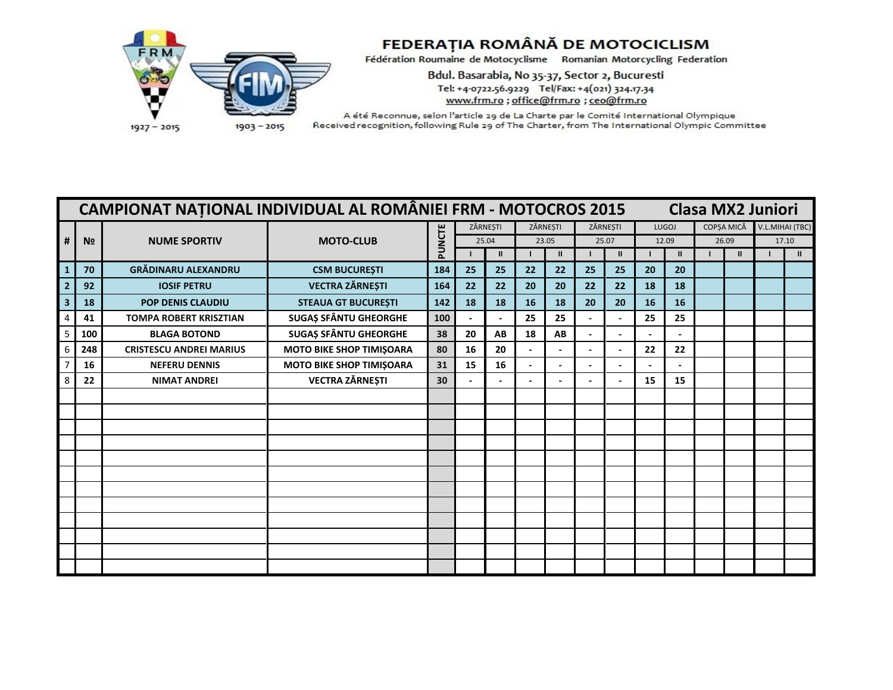# FEDERAȚIA ROMÂNĂ DE MOTOCICLISM

Fédération Roumaine de Motocyclisme Romanian Motorcycling Federation

Bdul. Basarabia, No 35-37, Sector 2, Bucuresti

Tel: +4-0722.56.9229 Tel/Fax: +4(021) 324.17.34

www.frm.ro ; office@frm.ro ; ceo@frm.ro

A été Reconnue, selon l'article 29 de La Charte par le Comité International Olympique

Received recognition, following Rule 29 of The Charter, from The International Olympic Committee

1927 – 2015 1903 – 2015

## CAMPIONAT NAȚIONAL INDIVIDUAL AL ROMÂNIEI FRM - MOTOCROS 2015 — Clasa MX2 Juniori

| # | № | NUME SPORTIV | MOTO-CLUB | PUNCTE | ZĂRNEȘTI 25.04 | | ZĂRNEȘTI 23.05 | | ZĂRNEȘTI 25.07 | | LUGOJ 12.09 | | COPȘA MICĂ 26.09 | | V.L.MIHAI (TBC) 17.10 | |
|---|---|---|---|---|---|---|---|---|---|---|---|---|---|---|---|---|
| | | | | | I | II | I | II | I | II | I | II | I | II | I | II |
| 1 | 70 | GRĂDINARU ALEXANDRU | CSM BUCUREȘTI | 184 | 25 | 25 | 22 | 22 | 25 | 25 | 20 | 20 | | | | |
| 2 | 92 | IOSIF PETRU | VECTRA ZĂRNEȘTI | 164 | 22 | 22 | 20 | 20 | 22 | 22 | 18 | 18 | | | | |
| 3 | 18 | POP DENIS CLAUDIU | STEAUA GT BUCUREȘTI | 142 | 18 | 18 | 16 | 18 | 20 | 20 | 16 | 16 | | | | |
| 4 | 41 | TOMPA ROBERT KRISZTIAN | SUGAȘ SFÂNTU GHEORGHE | 100 | - | - | 25 | 25 | - | - | 25 | 25 | | | | |
| 5 | 100 | BLAGA BOTOND | SUGAȘ SFÂNTU GHEORGHE | 38 | 20 | AB | 18 | AB | - | - | - | - | | | | |
| 6 | 248 | CRISTESCU ANDREI MARIUS | MOTO BIKE SHOP TIMIȘOARA | 80 | 16 | 20 | - | - | - | - | 22 | 22 | | | | |
| 7 | 16 | NEFERU DENNIS | MOTO BIKE SHOP TIMIȘOARA | 31 | 15 | 16 | - | - | - | - | - | - | | | | |
| 8 | 22 | NIMAT ANDREI | VECTRA ZĂRNEȘTI | 30 | - | - | - | - | - | - | 15 | 15 | | | | |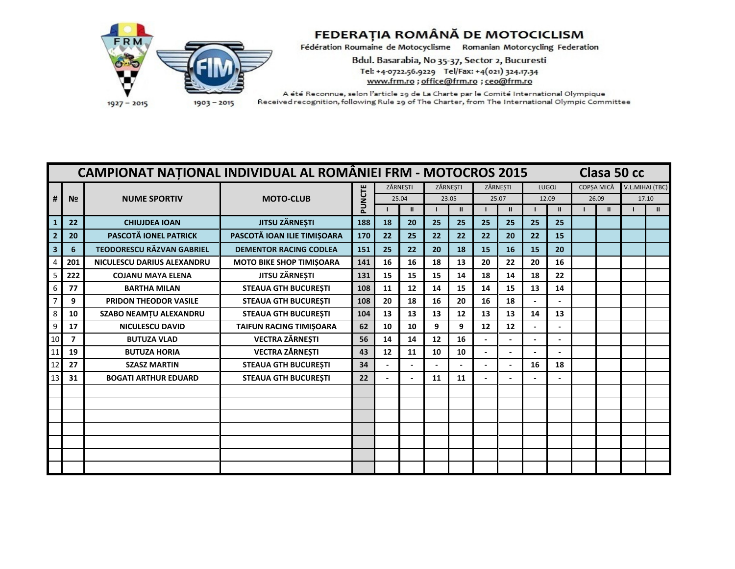FEDERAȚIA ROMÂNĂ DE MOTOCICLISM

Fédération Roumaine de Motocyclisme    Romanian Motorcycling Federation

Bdul. Basarabia, No 35-37, Sector 2, Bucuresti

Tel: +4-0722.56.9229    Tel/Fax: +4(021) 324.17.34

www.frm.ro ; office@frm.ro ; ceo@frm.ro

A été Reconnue, selon l'article 29 de La Charte par le Comité International Olympique

Received recognition, following Rule 29 of The Charter, from The International Olympic Committee

1927 – 2015    1903 – 2015

## CAMPIONAT NAȚIONAL INDIVIDUAL AL ROMÂNIEI FRM - MOTOCROS 2015 — Clasa 50 cc

| # | № | NUME SPORTIV | MOTO-CLUB | PUNCTE | ZĂRNEȘTI | | ZĂRNEȘTI | | ZĂRNEȘTI | | LUGOJ | | COPȘA MICĂ | | V.L.MIHAI (TBC) | |
|---|---|---|---|---|---|---|---|---|---|---|---|---|---|---|---|---|
| | | | | | 25.04 | | 23.05 | | 25.07 | | 12.09 | | 26.09 | | 17.10 | |
| | | | | | I | II | I | II | I | II | I | II | I | II | I | II |
| 1 | 22 | CHIUJDEA IOAN | JITSU ZĂRNEȘTI | 188 | 18 | 20 | 25 | 25 | 25 | 25 | 25 | 25 | | | | |
| 2 | 20 | PASCOTĂ IONEL PATRICK | PASCOTĂ IOAN ILIE TIMIȘOARA | 170 | 22 | 25 | 22 | 22 | 22 | 20 | 22 | 15 | | | | |
| 3 | 6 | TEODORESCU RĂZVAN GABRIEL | DEMENTOR RACING CODLEA | 151 | 25 | 22 | 20 | 18 | 15 | 16 | 15 | 20 | | | | |
| 4 | 201 | NICULESCU DARIUS ALEXANDRU | MOTO BIKE SHOP TIMIȘOARA | 141 | 16 | 16 | 18 | 13 | 20 | 22 | 20 | 16 | | | | |
| 5 | 222 | COJANU MAYA ELENA | JITSU ZĂRNEȘTI | 131 | 15 | 15 | 15 | 14 | 18 | 14 | 18 | 22 | | | | |
| 6 | 77 | BARTHA MILAN | STEAUA GTH BUCUREȘTI | 108 | 11 | 12 | 14 | 15 | 14 | 15 | 13 | 14 | | | | |
| 7 | 9 | PRIDON THEODOR VASILE | STEAUA GTH BUCUREȘTI | 108 | 20 | 18 | 16 | 20 | 16 | 18 | - | - | | | | |
| 8 | 10 | SZABO NEAMȚU ALEXANDRU | STEAUA GTH BUCUREȘTI | 104 | 13 | 13 | 13 | 12 | 13 | 13 | 14 | 13 | | | | |
| 9 | 17 | NICULESCU DAVID | TAIFUN RACING TIMIȘOARA | 62 | 10 | 10 | 9 | 9 | 12 | 12 | - | - | | | | |
| 10 | 7 | BUTUZA VLAD | VECTRA ZĂRNEȘTI | 56 | 14 | 14 | 12 | 16 | - | - | - | - | | | | |
| 11 | 19 | BUTUZA HORIA | VECTRA ZĂRNEȘTI | 43 | 12 | 11 | 10 | 10 | - | - | - | - | | | | |
| 12 | 27 | SZASZ MARTIN | STEAUA GTH BUCUREȘTI | 34 | - | - | - | - | - | - | 16 | 18 | | | | |
| 13 | 31 | BOGATI ARTHUR EDUARD | STEAUA GTH BUCUREȘTI | 22 | - | - | 11 | 11 | - | - | - | - | | | | |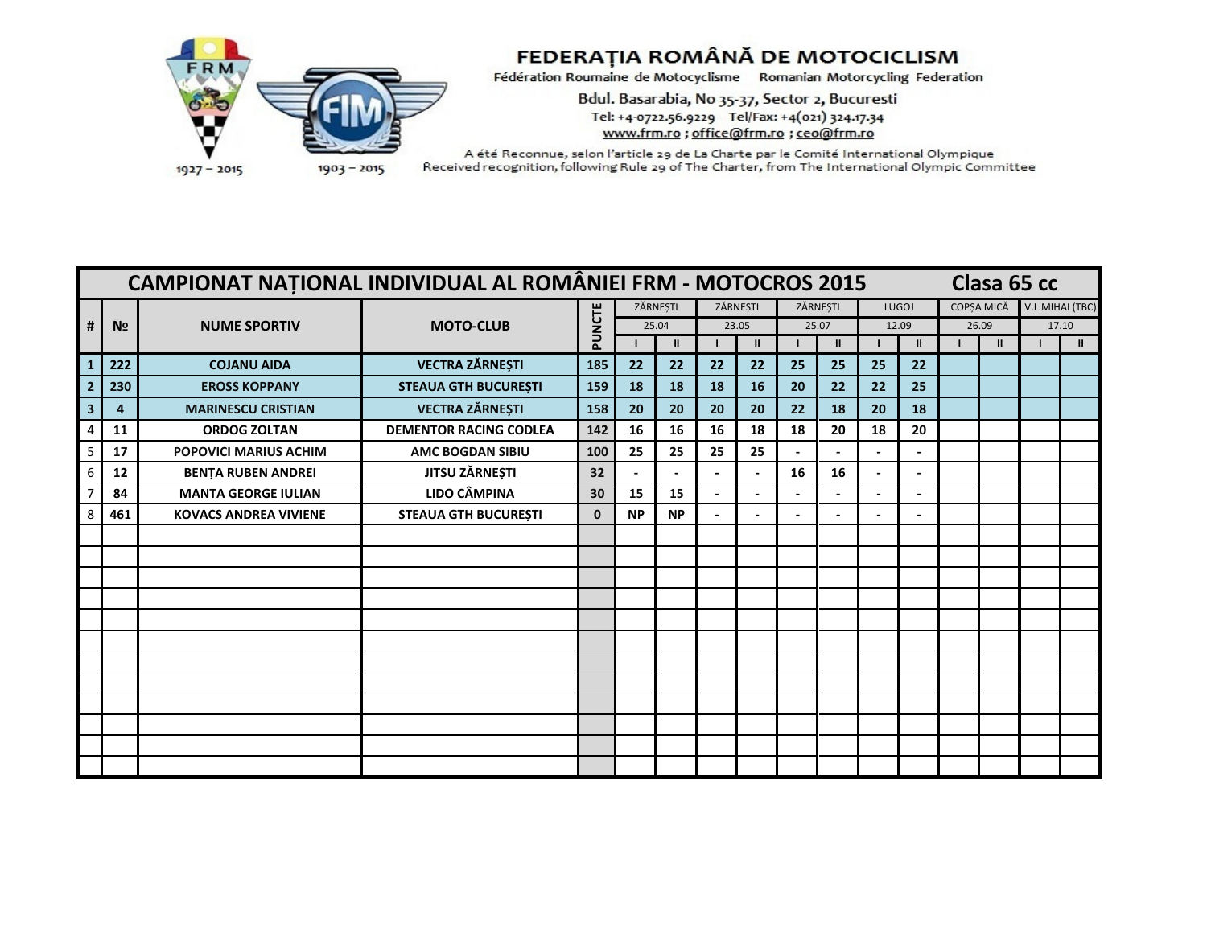## FEDERAȚIA ROMÂNĂ DE MOTOCICLISM

Fédération Roumaine de Motocyclisme    Romanian Motorcycling Federation

Bdul. Basarabia, No 35-37, Sector 2, Bucuresti

Tel: +4-0722.56.9229   Tel/Fax: +4(021) 324.17.34

www.frm.ro ; office@frm.ro ; ceo@frm.ro

A été Reconnue, selon l'article 29 de La Charte par le Comité International Olympique

Received recognition, following Rule 29 of The Charter, from The International Olympic Committee

1927 – 2015    1903 – 2015

# CAMPIONAT NAȚIONAL INDIVIDUAL AL ROMÂNIEI FRM - MOTOCROS 2015 — Clasa 65 cc

| # | № | NUME SPORTIV | MOTO-CLUB | PUNCTE | ZĂRNEȘTI | | ZĂRNEȘTI | | ZĂRNEȘTI | | LUGOJ | | COPȘA MICĂ | | V.L.MIHAI (TBC) | |
|---|---|---|---|---|---|---|---|---|---|---|---|---|---|---|---|---|
| | | | | | 25.04 | | 23.05 | | 25.07 | | 12.09 | | 26.09 | | 17.10 | |
| | | | | | I | II | I | II | I | II | I | II | I | II | I | II |
| 1 | 222 | COJANU AIDA | VECTRA ZĂRNEȘTI | 185 | 22 | 22 | 22 | 22 | 25 | 25 | 25 | 22 | | | | |
| 2 | 230 | EROSS KOPPANY | STEAUA GTH BUCUREȘTI | 159 | 18 | 18 | 18 | 16 | 20 | 22 | 22 | 25 | | | | |
| 3 | 4 | MARINESCU CRISTIAN | VECTRA ZĂRNEȘTI | 158 | 20 | 20 | 20 | 20 | 22 | 18 | 20 | 18 | | | | |
| 4 | 11 | ORDOG ZOLTAN | DEMENTOR RACING CODLEA | 142 | 16 | 16 | 16 | 18 | 18 | 20 | 18 | 20 | | | | |
| 5 | 17 | POPOVICI MARIUS ACHIM | AMC BOGDAN SIBIU | 100 | 25 | 25 | 25 | 25 | - | - | - | - | | | | |
| 6 | 12 | BENȚA RUBEN ANDREI | JITSU ZĂRNEȘTI | 32 | - | - | - | - | 16 | 16 | - | - | | | | |
| 7 | 84 | MANTA GEORGE IULIAN | LIDO CÂMPINA | 30 | 15 | 15 | - | - | - | - | - | - | | | | |
| 8 | 461 | KOVACS ANDREA VIVIENE | STEAUA GTH BUCUREȘTI | 0 | NP | NP | - | - | - | - | - | - | | | | |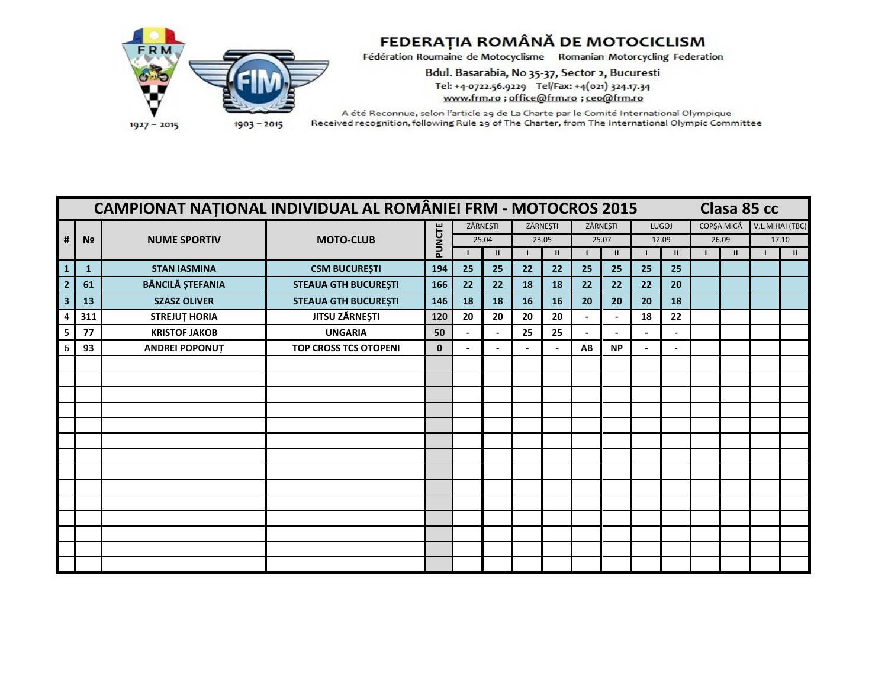# FEDERAȚIA ROMÂNĂ DE MOTOCICLISM

Fédération Roumaine de Motocyclisme Romanian Motorcycling Federation

Bdul. Basarabia, No 35-37, Sector 2, Bucuresti

Tel: +4-0722.56.9229 Tel/Fax: +4(021) 324.17.34

www.frm.ro ; office@frm.ro ; ceo@frm.ro

A été Reconnue, selon l'article 29 de La Charte par le Comité International Olympique

Received recognition, following Rule 29 of The Charter, from The International Olympic Committee

1927 – 2015 1903 – 2015

## CAMPIONAT NAȚIONAL INDIVIDUAL AL ROMÂNIEI FRM - MOTOCROS 2015 Clasa 85 cc

| # | № | NUME SPORTIV | MOTO-CLUB | PUNCTE | ZĂRNEȘTI | | ZĂRNEȘTI | | ZĂRNEȘTI | | LUGOJ | | COPȘA MICĂ | | V.L.MIHAI (TBC) | |
|---|---|---|---|---|---|---|---|---|---|---|---|---|---|---|---|---|
| | | | | | 25.04 | | 23.05 | | 25.07 | | 12.09 | | 26.09 | | 17.10 | |
| | | | | | I | II | I | II | I | II | I | II | I | II | I | II |
| 1 | 1 | STAN IASMINA | CSM BUCUREȘTI | 194 | 25 | 25 | 22 | 22 | 25 | 25 | 25 | 25 | | | | |
| 2 | 61 | BĂNCILĂ ȘTEFANIA | STEAUA GTH BUCUREȘTI | 166 | 22 | 22 | 18 | 18 | 22 | 22 | 22 | 20 | | | | |
| 3 | 13 | SZASZ OLIVER | STEAUA GTH BUCUREȘTI | 146 | 18 | 18 | 16 | 16 | 20 | 20 | 20 | 18 | | | | |
| 4 | 311 | STREJUȚ HORIA | JITSU ZĂRNEȘTI | 120 | 20 | 20 | 20 | 20 | - | - | 18 | 22 | | | | |
| 5 | 77 | KRISTOF JAKOB | UNGARIA | 50 | - | - | 25 | 25 | - | - | - | - | | | | |
| 6 | 93 | ANDREI POPONUȚ | TOP CROSS TCS OTOPENI | 0 | - | - | - | - | AB | NP | - | - | | | | |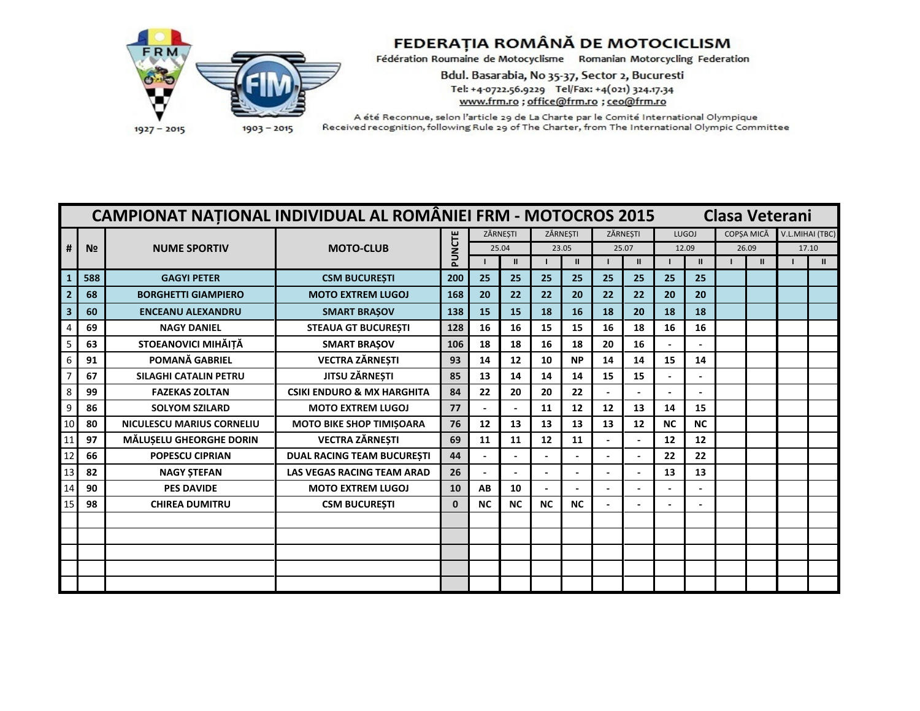## FEDERAȚIA ROMÂNĂ DE MOTOCICLISM

Fédération Roumaine de Motocyclisme Romanian Motorcycling Federation

Bdul. Basarabia, No 35-37, Sector 2, Bucuresti

Tel: +4-0722.56.9229 Tel/Fax: +4(021) 324.17.34

www.frm.ro ; office@frm.ro ; ceo@frm.ro

A été Reconnue, selon l'article 29 de La Charte par le Comité International Olympique

Received recognition, following Rule 29 of The Charter, from The International Olympic Committee

1927 – 2015 1903 – 2015

| CAMPIONAT NAȚIONAL INDIVIDUAL AL ROMÂNIEI FRM - MOTOCROS 2015 Clasa Veterani | | | | | | | | | | | | | | | | |
|---|---|---|---|---|---|---|---|---|---|---|---|---|---|---|---|---|
| # | № | NUME SPORTIV | MOTO-CLUB | PUNCTE | ZĂRNEȘTI | | ZĂRNEȘTI | | ZĂRNEȘTI | | LUGOJ | | COPȘA MICĂ | | V.L.MIHAI (TBC) | |
| | | | | | 25.04 | | 23.05 | | 25.07 | | 12.09 | | 26.09 | | 17.10 | |
| | | | | | I | II | I | II | I | II | I | II | I | II | I | II |
| 1 | 588 | GAGYI PETER | CSM BUCUREȘTI | 200 | 25 | 25 | 25 | 25 | 25 | 25 | 25 | 25 | | | | |
| 2 | 68 | BORGHETTI GIAMPIERO | MOTO EXTREM LUGOJ | 168 | 20 | 22 | 22 | 20 | 22 | 22 | 20 | 20 | | | | |
| 3 | 60 | ENCEANU ALEXANDRU | SMART BRAȘOV | 138 | 15 | 15 | 18 | 16 | 18 | 20 | 18 | 18 | | | | |
| 4 | 69 | NAGY DANIEL | STEAUA GT BUCUREȘTI | 128 | 16 | 16 | 15 | 15 | 16 | 18 | 16 | 16 | | | | |
| 5 | 63 | STOEANOVICI MIHĂIȚĂ | SMART BRAȘOV | 106 | 18 | 18 | 16 | 18 | 20 | 16 | - | - | | | | |
| 6 | 91 | POMANĂ GABRIEL | VECTRA ZĂRNEȘTI | 93 | 14 | 12 | 10 | NP | 14 | 14 | 15 | 14 | | | | |
| 7 | 67 | SILAGHI CATALIN PETRU | JITSU ZĂRNEȘTI | 85 | 13 | 14 | 14 | 14 | 15 | 15 | - | - | | | | |
| 8 | 99 | FAZEKAS ZOLTAN | CSIKI ENDURO & MX HARGHITA | 84 | 22 | 20 | 20 | 22 | - | - | - | - | | | | |
| 9 | 86 | SOLYOM SZILARD | MOTO EXTREM LUGOJ | 77 | - | - | 11 | 12 | 12 | 13 | 14 | 15 | | | | |
| 10 | 80 | NICULESCU MARIUS CORNELIU | MOTO BIKE SHOP TIMIȘOARA | 76 | 12 | 13 | 13 | 13 | 13 | 12 | NC | NC | | | | |
| 11 | 97 | MĂLUȘELU GHEORGHE DORIN | VECTRA ZĂRNEȘTI | 69 | 11 | 11 | 12 | 11 | - | - | 12 | 12 | | | | |
| 12 | 66 | POPESCU CIPRIAN | DUAL RACING TEAM BUCUREȘTI | 44 | - | - | - | - | - | - | 22 | 22 | | | | |
| 13 | 82 | NAGY ȘTEFAN | LAS VEGAS RACING TEAM ARAD | 26 | - | - | - | - | - | - | 13 | 13 | | | | |
| 14 | 90 | PES DAVIDE | MOTO EXTREM LUGOJ | 10 | AB | 10 | - | - | - | - | - | - | | | | |
| 15 | 98 | CHIREA DUMITRU | CSM BUCUREȘTI | 0 | NC | NC | NC | NC | - | - | - | - | | | | |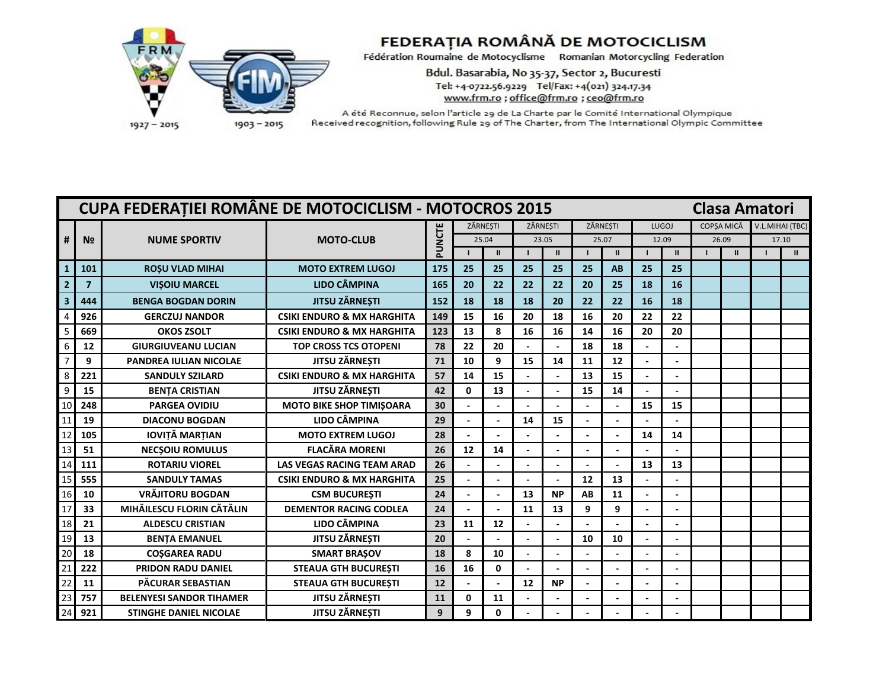**FEDERAȚIA ROMÂNĂ DE MOTOCICLISM**

Fédération Roumaine de Motocyclisme Romanian Motorcycling Federation

Bdul. Basarabia, No 35-37, Sector 2, Bucuresti

Tel: +4-0722.56.9229 Tel/Fax: +4(021) 324.17.34

www.frm.ro ; office@frm.ro ; ceo@frm.ro

A été Reconnue, selon l'article 29 de La Charte par le Comité International Olympique

Received recognition, following Rule 29 of The Charter, from The International Olympic Committee

FRM 1927 – 2015 FIM 1903 – 2015

## CUPA FEDERAȚIEI ROMÂNE DE MOTOCICLISM - MOTOCROS 2015 — Clasa Amatori

| # | № | NUME SPORTIV | MOTO-CLUB | PUNCTE | ZĂRNEȘTI 25.04 I | ZĂRNEȘTI 25.04 II | ZĂRNEȘTI 23.05 I | ZĂRNEȘTI 23.05 II | ZĂRNEȘTI 25.07 I | ZĂRNEȘTI 25.07 II | LUGOJ 12.09 I | LUGOJ 12.09 II | COPȘA MICĂ 26.09 I | COPȘA MICĂ 26.09 II | V.L.MIHAI (TBC) 17.10 I | V.L.MIHAI (TBC) 17.10 II |
|---|---|---|---|---|---|---|---|---|---|---|---|---|---|---|---|---|
| 1 | 101 | ROȘU VLAD MIHAI | MOTO EXTREM LUGOJ | 175 | 25 | 25 | 25 | 25 | 25 | AB | 25 | 25 | | | | |
| 2 | 7 | VIȘOIU MARCEL | LIDO CÂMPINA | 165 | 20 | 22 | 22 | 22 | 20 | 25 | 18 | 16 | | | | |
| 3 | 444 | BENGA BOGDAN DORIN | JITSU ZĂRNEȘTI | 152 | 18 | 18 | 18 | 20 | 22 | 22 | 16 | 18 | | | | |
| 4 | 926 | GERCZUJ NANDOR | CSIKI ENDURO & MX HARGHITA | 149 | 15 | 16 | 20 | 18 | 16 | 20 | 22 | 22 | | | | |
| 5 | 669 | OKOS ZSOLT | CSIKI ENDURO & MX HARGHITA | 123 | 13 | 8 | 16 | 16 | 14 | 16 | 20 | 20 | | | | |
| 6 | 12 | GIURGIUVEANU LUCIAN | TOP CROSS TCS OTOPENI | 78 | 22 | 20 | - | - | 18 | 18 | - | - | | | | |
| 7 | 9 | PANDREA IULIAN NICOLAE | JITSU ZĂRNEȘTI | 71 | 10 | 9 | 15 | 14 | 11 | 12 | - | - | | | | |
| 8 | 221 | SANDULY SZILARD | CSIKI ENDURO & MX HARGHITA | 57 | 14 | 15 | - | - | 13 | 15 | - | - | | | | |
| 9 | 15 | BENȚA CRISTIAN | JITSU ZĂRNEȘTI | 42 | 0 | 13 | - | - | 15 | 14 | - | - | | | | |
| 10 | 248 | PARGEA OVIDIU | MOTO BIKE SHOP TIMIȘOARA | 30 | - | - | - | - | - | - | 15 | 15 | | | | |
| 11 | 19 | DIACONU BOGDAN | LIDO CÂMPINA | 29 | - | - | 14 | 15 | - | - | - | - | | | | |
| 12 | 105 | IOVIȚĂ MARȚIAN | MOTO EXTREM LUGOJ | 28 | - | - | - | - | - | - | 14 | 14 | | | | |
| 13 | 51 | NECȘOIU ROMULUS | FLACĂRA MORENI | 26 | 12 | 14 | - | - | - | - | - | - | | | | |
| 14 | 111 | ROTARIU VIOREL | LAS VEGAS RACING TEAM ARAD | 26 | - | - | - | - | - | - | 13 | 13 | | | | |
| 15 | 555 | SANDULY TAMAS | CSIKI ENDURO & MX HARGHITA | 25 | - | - | - | - | 12 | 13 | - | - | | | | |
| 16 | 10 | VRĂJITORU BOGDAN | CSM BUCUREȘTI | 24 | - | - | 13 | NP | AB | 11 | - | - | | | | |
| 17 | 33 | MIHĂILESCU FLORIN CĂTĂLIN | DEMENTOR RACING CODLEA | 24 | - | - | 11 | 13 | 9 | 9 | - | - | | | | |
| 18 | 21 | ALDESCU CRISTIAN | LIDO CÂMPINA | 23 | 11 | 12 | - | - | - | - | - | - | | | | |
| 19 | 13 | BENȚA EMANUEL | JITSU ZĂRNEȘTI | 20 | - | - | - | - | 10 | 10 | - | - | | | | |
| 20 | 18 | COȘGAREA RADU | SMART BRAȘOV | 18 | 8 | 10 | - | - | - | - | - | - | | | | |
| 21 | 222 | PRIDON RADU DANIEL | STEAUA GTH BUCUREȘTI | 16 | 16 | 0 | - | - | - | - | - | - | | | | |
| 22 | 11 | PĂCURAR SEBASTIAN | STEAUA GTH BUCUREȘTI | 12 | - | - | 12 | NP | - | - | - | - | | | | |
| 23 | 757 | BELENYESI SANDOR TIHAMER | JITSU ZĂRNEȘTI | 11 | 0 | 11 | - | - | - | - | - | - | | | | |
| 24 | 921 | STINGHE DANIEL NICOLAE | JITSU ZĂRNEȘTI | 9 | 9 | 0 | - | - | - | - | - | - | | | | |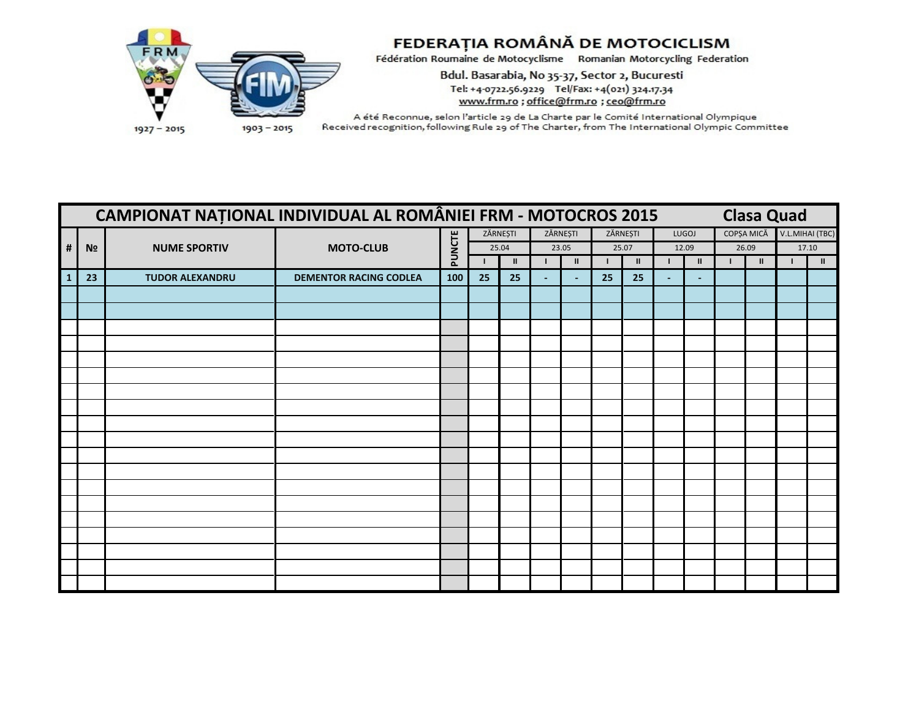FEDERAȚIA ROMÂNĂ DE MOTOCICLISM

Fédération Roumaine de Motocyclisme    Romanian Motorcycling Federation

Bdul. Basarabia, No 35-37, Sector 2, Bucuresti

Tel: +4-0722.56.9229    Tel/Fax: +4(021) 324.17.34

www.frm.ro ; office@frm.ro ; ceo@frm.ro

A été Reconnue, selon l'article 29 de La Charte par le Comité International Olympique

Received recognition, following Rule 29 of The Charter, from The International Olympic Committee

## CAMPIONAT NAȚIONAL INDIVIDUAL AL ROMÂNIEI FRM - MOTOCROS 2015    Clasa Quad

| # | № | NUME SPORTIV | MOTO-CLUB | PUNCTE | ZĂRNEȘTI 25.04 | | ZĂRNEȘTI 23.05 | | ZĂRNEȘTI 25.07 | | LUGOJ 12.09 | | COPȘA MICĂ 26.09 | | V.L.MIHAI (TBC) 17.10 | |
|---|---|---|---|---|---|---|---|---|---|---|---|---|---|---|---|---|
| | | | | | I | II | I | II | I | II | I | II | I | II | I | II |
| 1 | 23 | TUDOR ALEXANDRU | DEMENTOR RACING CODLEA | 100 | 25 | 25 | - | - | 25 | 25 | - | - | | | | |